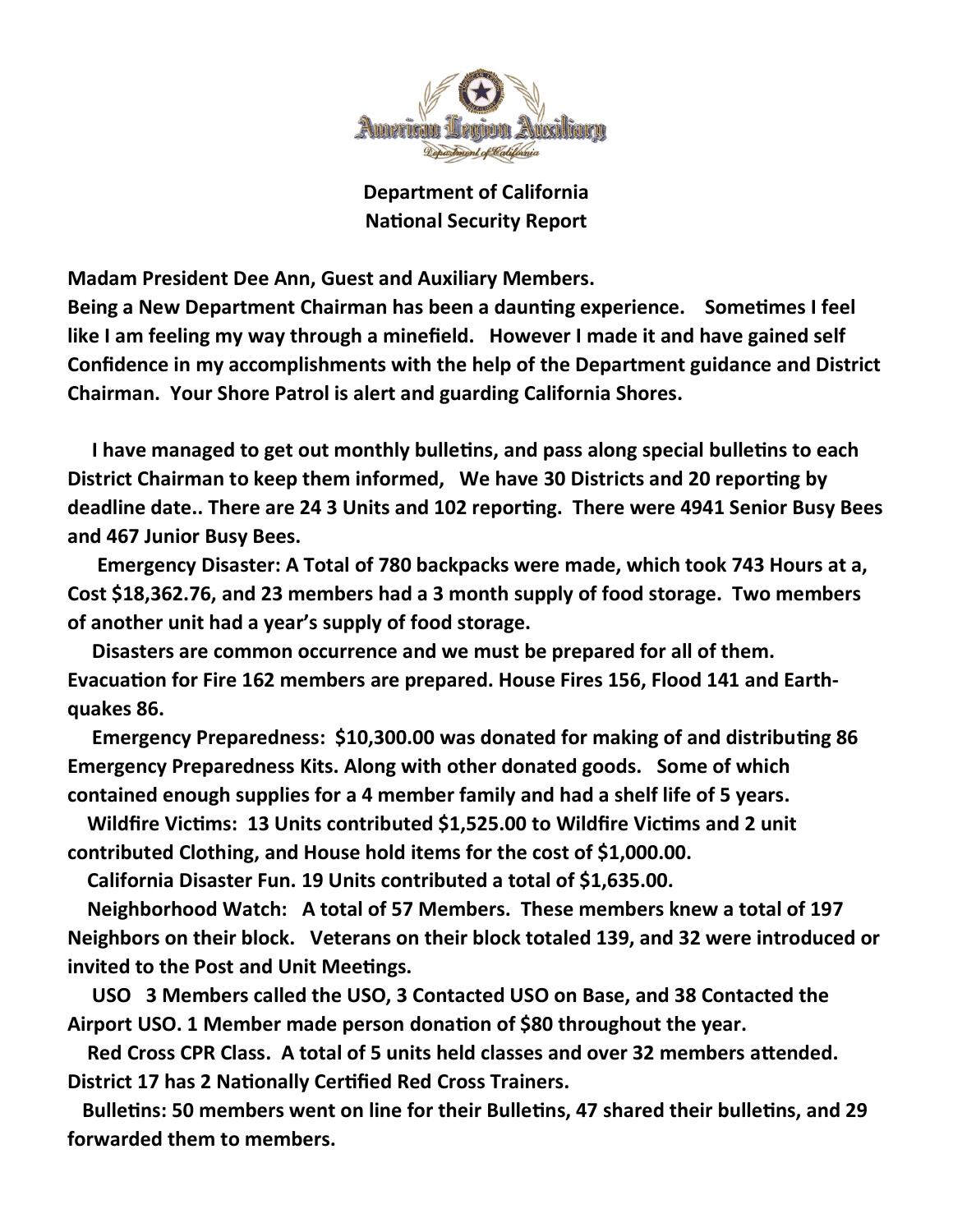**Department of California**
**National Security Report**

**Madam President Dee Ann, Guest and Auxiliary Members.**
**Being a New Department Chairman has been a daunting experience. Sometimes I feel like I am feeling my way through a minefield. However I made it and have gained self Confidence in my accomplishments with the help of the Department guidance and District Chairman. Your Shore Patrol is alert and guarding California Shores.**

**I have managed to get out monthly bulletins, and pass along special bulletins to each District Chairman to keep them informed, We have 30 Districts and 20 reporting by deadline date.. There are 24 3 Units and 102 reporting. There were 4941 Senior Busy Bees and 467 Junior Busy Bees.**

**Emergency Disaster: A Total of 780 backpacks were made, which took 743 Hours at a, Cost $18,362.76, and 23 members had a 3 month supply of food storage. Two members of another unit had a year's supply of food storage.**

**Disasters are common occurrence and we must be prepared for all of them. Evacuation for Fire 162 members are prepared. House Fires 156, Flood 141 and Earth-quakes 86.**

**Emergency Preparedness: $10,300.00 was donated for making of and distributing 86 Emergency Preparedness Kits. Along with other donated goods. Some of which contained enough supplies for a 4 member family and had a shelf life of 5 years.**

**Wildfire Victims: 13 Units contributed $1,525.00 to Wildfire Victims and 2 unit contributed Clothing, and House hold items for the cost of $1,000.00.**

**California Disaster Fun. 19 Units contributed a total of $1,635.00.**

**Neighborhood Watch: A total of 57 Members. These members knew a total of 197 Neighbors on their block. Veterans on their block totaled 139, and 32 were introduced or invited to the Post and Unit Meetings.**

**USO 3 Members called the USO, 3 Contacted USO on Base, and 38 Contacted the Airport USO. 1 Member made person donation of $80 throughout the year.**

**Red Cross CPR Class. A total of 5 units held classes and over 32 members attended. District 17 has 2 Nationally Certified Red Cross Trainers.**

**Bulletins: 50 members went on line for their Bulletins, 47 shared their bulletins, and 29 forwarded them to members.**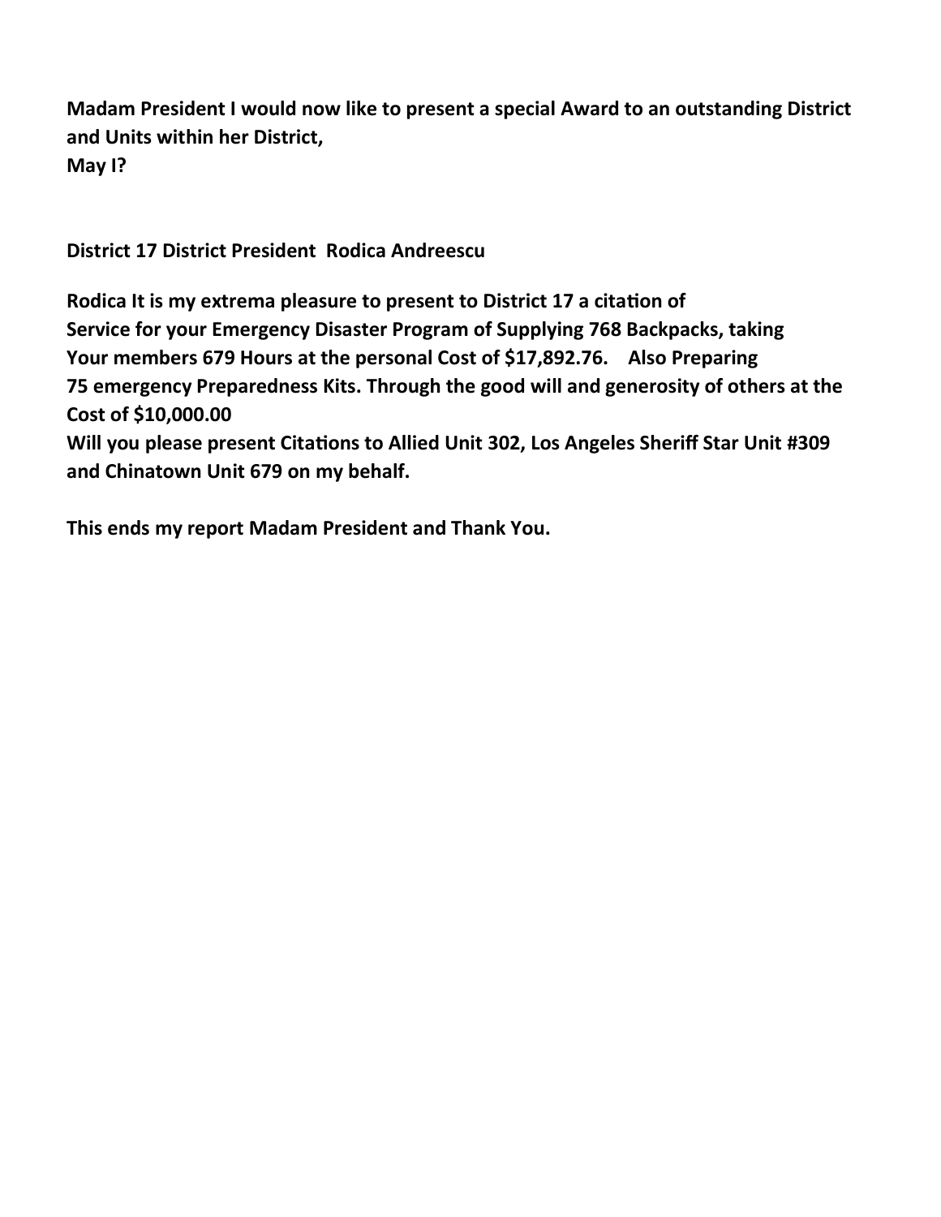**Madam President I would now like to present a special Award to an outstanding District and Units within her District,**
**May I?**

**District 17 District President Rodica Andreescu**

**Rodica It is my extrema pleasure to present to District 17 a citation of Service for your Emergency Disaster Program of Supplying 768 Backpacks, taking Your members 679 Hours at the personal Cost of $17,892.76. Also Preparing 75 emergency Preparedness Kits. Through the good will and generosity of others at the Cost of $10,000.00**
**Will you please present Citations to Allied Unit 302, Los Angeles Sheriff Star Unit #309 and Chinatown Unit 679 on my behalf.**

**This ends my report Madam President and Thank You.**